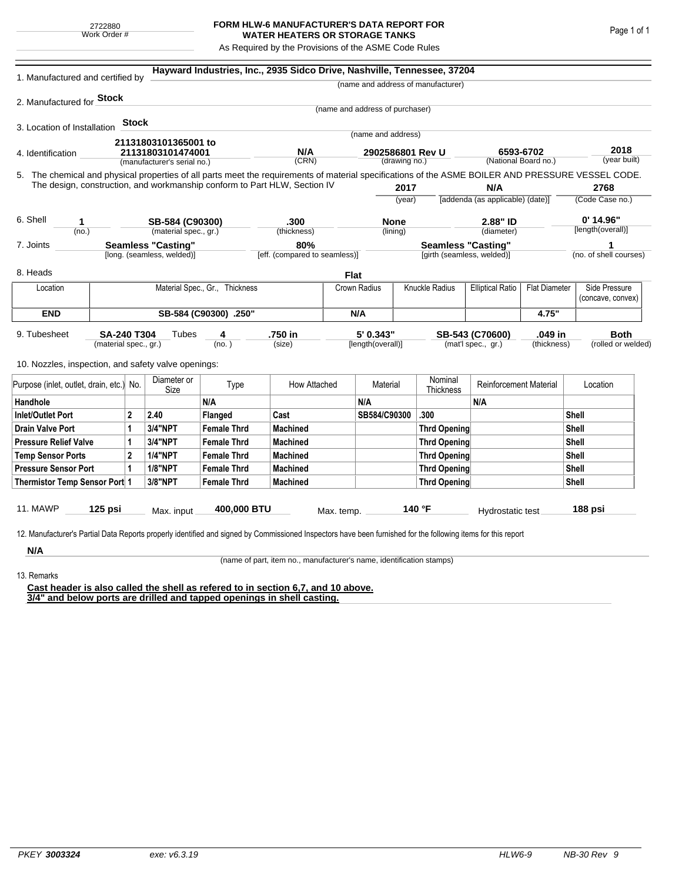2722880
Work Order #

# FORM HLW-6 MANUFACTURER'S DATA REPORT FOR WATER HEATERS OR STORAGE TANKS

As Required by the Provisions of the ASME Code Rules

1. Manufactured and certified by **Hayward Industries, Inc., 2935 Sidco Drive, Nashville, Tennessee, 37204**
(name and address of manufacturer)

2. Manufactured for **Stock**
(name and address of purchaser)

3. Location of Installation **Stock**
(name and address)

4. Identification **21131803101365001 to 21131803101474001** (manufacturer's serial no.) **N/A** (CRN) **2902586801 Rev U** (drawing no.) **6593-6702** (National Board no.) **2018** (year built)

5. The chemical and physical properties of all parts meet the requirements of material specifications of the ASME BOILER AND PRESSURE VESSEL CODE. The design, construction, and workmanship conform to Part HLW, Section IV **2017** (year) **N/A** [addenda (as applicable) (date)] **2768** (Code Case no.)

6. Shell **1** (no.) **SB-584 (C90300)** (material spec., gr.) **.300** (thickness) **None** (lining) **2.88" ID** (diameter) **0' 14.96"** [length(overall)]

7. Joints **Seamless "Casting"** [long. (seamless, welded)] **80%** [eff. (compared to seamless)] **Seamless "Casting"** [girth (seamless, welded)] **1** (no. of shell courses)

8. Heads **Flat**

| Location | Material Spec., Gr., Thickness | Crown Radius | Knuckle Radius | Elliptical Ratio | Flat Diameter | Side Pressure (concave, convex) |
|---|---|---|---|---|---|---|
| **END** | **SB-584 (C90300) .250"** | **N/A** | | | **4.75"** | |

9. Tubesheet **SA-240 T304** (material spec., gr.) Tubes **4** (no.) **.750 in** (size) **5' 0.343"** [length(overall)] **SB-543 (C70600)** (mat'l spec., gr.) **.049 in** (thickness) **Both** (rolled or welded)

10. Nozzles, inspection, and safety valve openings:

| Purpose (inlet, outlet, drain, etc.) | No. | Diameter or Size | Type | How Attached | Material | Nominal Thickness | Reinforcement Material | Location |
|---|---|---|---|---|---|---|---|---|
| **Handhole** | | | **N/A** | | **N/A** | | **N/A** | |
| **Inlet/Outlet Port** | **2** | **2.40** | **Flanged** | **Cast** | **SB584/C90300** | **.300** | | **Shell** |
| **Drain Valve Port** | **1** | **3/4"NPT** | **Female Thrd** | **Machined** | | **Thrd Opening** | | **Shell** |
| **Pressure Relief Valve** | **1** | **3/4"NPT** | **Female Thrd** | **Machined** | | **Thrd Opening** | | **Shell** |
| **Temp Sensor Ports** | **2** | **1/4"NPT** | **Female Thrd** | **Machined** | | **Thrd Opening** | | **Shell** |
| **Pressure Sensor Port** | **1** | **1/8"NPT** | **Female Thrd** | **Machined** | | **Thrd Opening** | | **Shell** |
| **Thermistor Temp Sensor Port** | **1** | **3/8"NPT** | **Female Thrd** | **Machined** | | **Thrd Opening** | | **Shell** |

11. MAWP **125 psi** Max. input **400,000 BTU** Max. temp. **140 °F** Hydrostatic test **188 psi**

12. Manufacturer's Partial Data Reports properly identified and signed by Commissioned Inspectors have been furnished for the following items for this report

**N/A**
(name of part, item no., manufacturer's name, identification stamps)

13. Remarks

**Cast header is also called the shell as refered to in section 6,7, and 10 above.**
**3/4" and below ports are drilled and tapped openings in shell casting.**

PKEY **3003324** exe: v6.3.19 HLW6-9 NB-30 Rev 9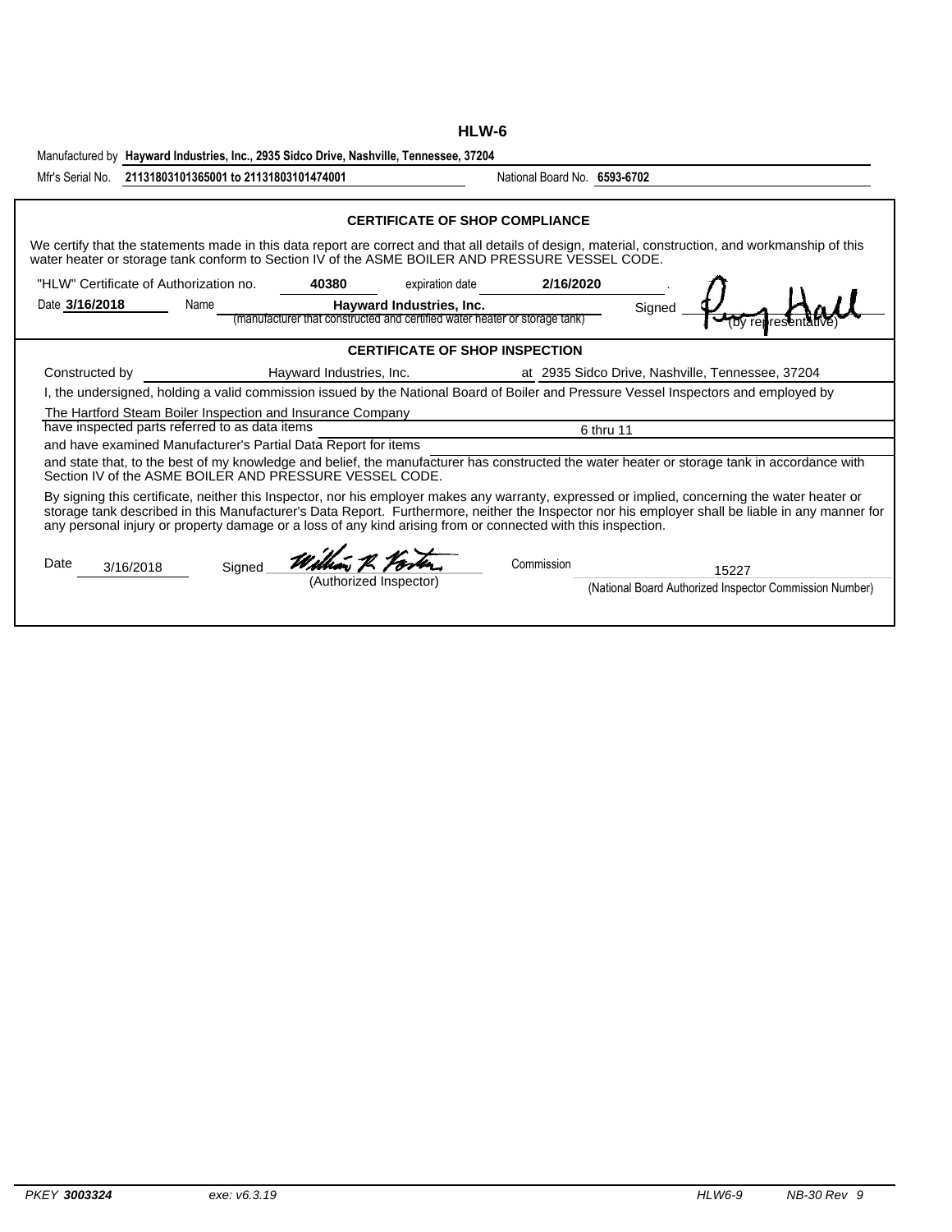# HLW-6

Manufactured by **Hayward Industries, Inc., 2935 Sidco Drive, Nashville, Tennessee, 37204**

Mfr's Serial No. **21131803101365001 to 21131803101474001** National Board No. **6593-6702**

## CERTIFICATE OF SHOP COMPLIANCE

We certify that the statements made in this data report are correct and that all details of design, material, construction, and workmanship of this water heater or storage tank conform to Section IV of the ASME BOILER AND PRESSURE VESSEL CODE.

"HLW" Certificate of Authorization no. **40380** expiration date **2/16/2020**.

Date **3/16/2018** Name **Hayward Industries, Inc.** (manufacturer that constructed and certified water heater or storage tank) Signed _Perry Hall_ (by representative)

## CERTIFICATE OF SHOP INSPECTION

Constructed by Hayward Industries, Inc. at 2935 Sidco Drive, Nashville, Tennessee, 37204

I, the undersigned, holding a valid commission issued by the National Board of Boiler and Pressure Vessel Inspectors and employed by The Hartford Steam Boiler Inspection and Insurance Company

have inspected parts referred to as data items 6 thru 11

and have examined Manufacturer's Partial Data Report for items

and state that, to the best of my knowledge and belief, the manufacturer has constructed the water heater or storage tank in accordance with Section IV of the ASME BOILER AND PRESSURE VESSEL CODE.

By signing this certificate, neither this Inspector, nor his employer makes any warranty, expressed or implied, concerning the water heater or storage tank described in this Manufacturer's Data Report. Furthermore, neither the Inspector nor his employer shall be liable in any manner for any personal injury or property damage or a loss of any kind arising from or connected with this inspection.

Date 3/16/2018 Signed _William R. Foster_ (Authorized Inspector) Commission 15227 (National Board Authorized Inspector Commission Number)